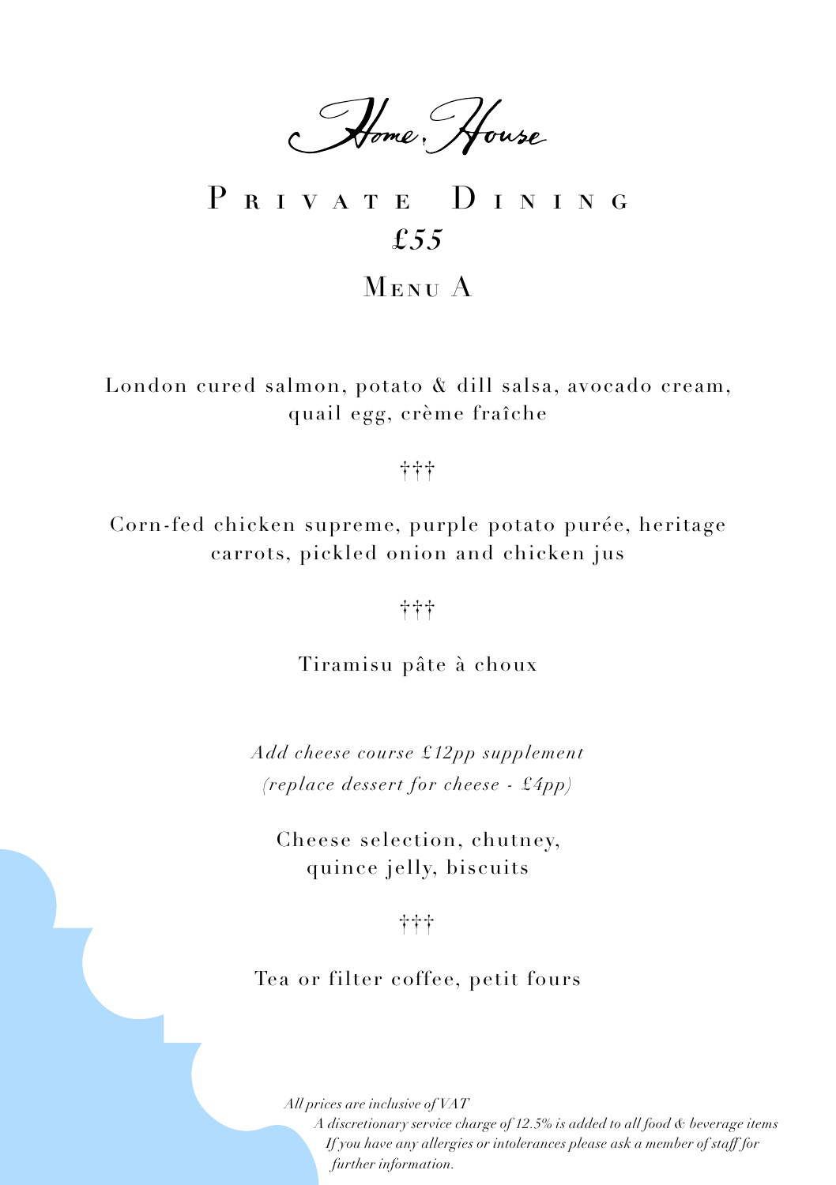# Home House

## Private Dining

**£55**

### Menu A

London cured salmon, potato & dill salsa, avocado cream, quail egg, crème fraîche

†††

Corn-fed chicken supreme, purple potato purée, heritage carrots, pickled onion and chicken jus

†††

Tiramisu pâte à choux

*Add cheese course £12pp supplement*
*(replace dessert for cheese - £4pp)*

Cheese selection, chutney, quince jelly, biscuits

†††

Tea or filter coffee, petit fours

*All prices are inclusive of VAT*
*A discretionary service charge of 12.5% is added to all food & beverage items*
*If you have any allergies or intolerances please ask a member of staff for further information.*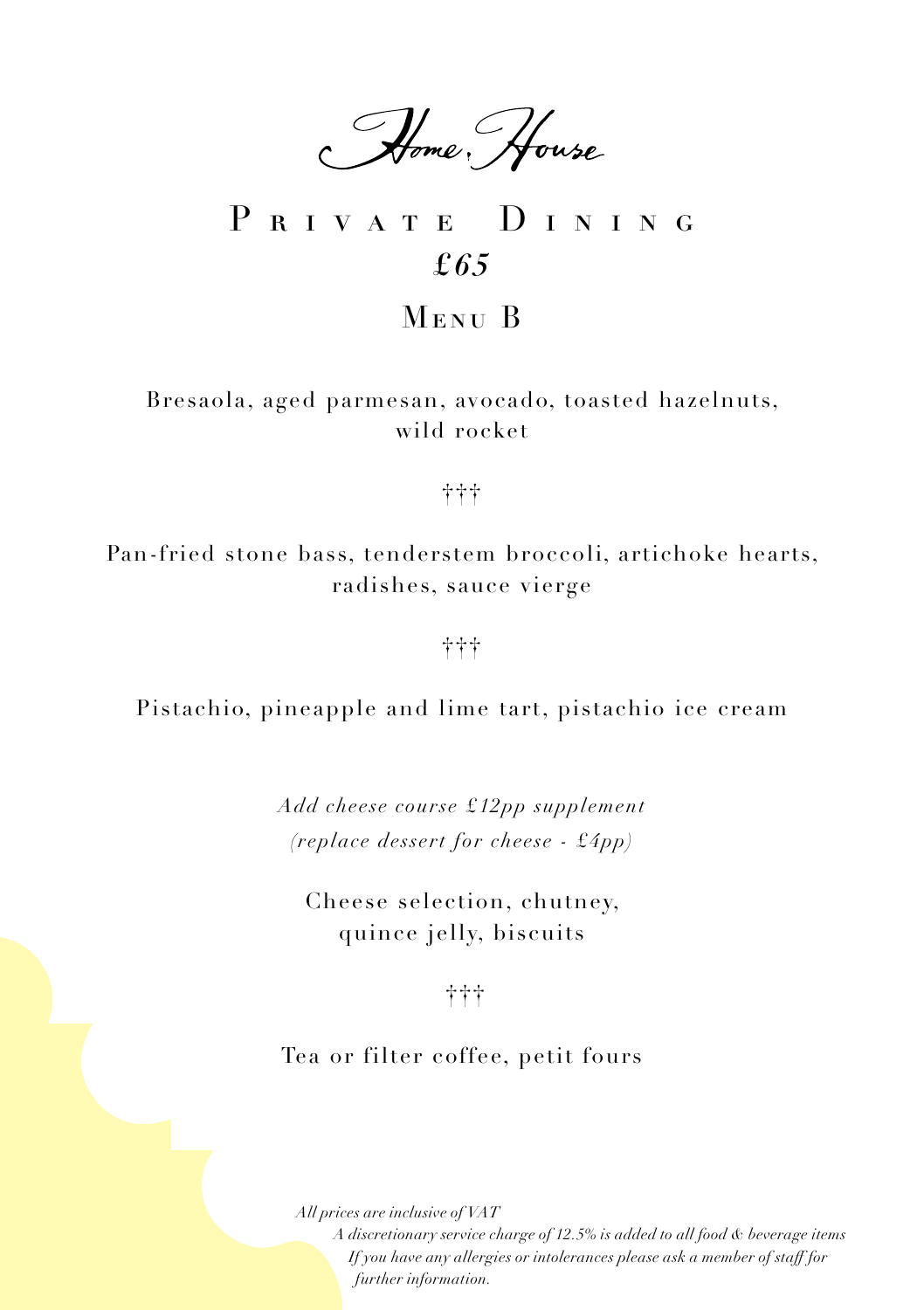# Home House

## Private Dining

***£65***

### Menu B

Bresaola, aged parmesan, avocado, toasted hazelnuts, wild rocket

†††

Pan-fried stone bass, tenderstem broccoli, artichoke hearts, radishes, sauce vierge

†††

Pistachio, pineapple and lime tart, pistachio ice cream

*Add cheese course £12pp supplement*
*(replace dessert for cheese - £4pp)*

Cheese selection, chutney, quince jelly, biscuits

†††

Tea or filter coffee, petit fours

*All prices are inclusive of VAT*
*A discretionary service charge of 12.5% is added to all food & beverage items*
*If you have any allergies or intolerances please ask a member of staff for further information.*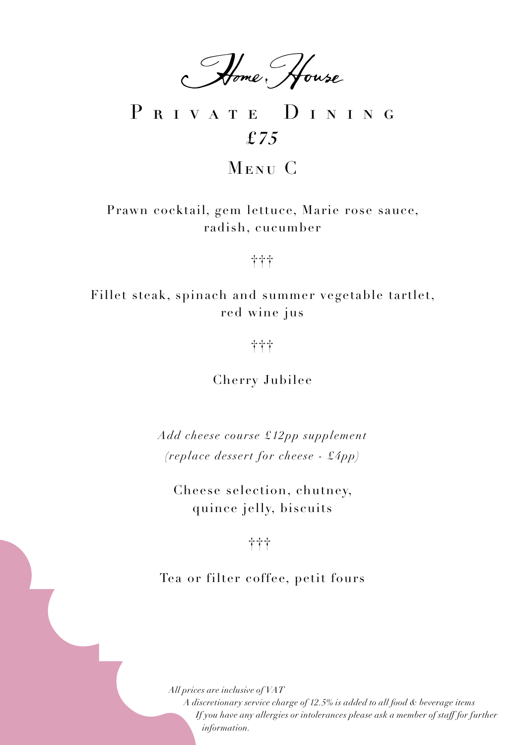# Home House

## Private Dining

## £75

### Menu C

Prawn cocktail, gem lettuce, Marie rose sauce, radish, cucumber

†††

Fillet steak, spinach and summer vegetable tartlet, red wine jus

†††

Cherry Jubilee

*Add cheese course £12pp supplement*

*(replace dessert for cheese - £4pp)*

Cheese selection, chutney, quince jelly, biscuits

†††

Tea or filter coffee, petit fours

*All prices are inclusive of VAT*

*A discretionary service charge of 12.5% is added to all food & beverage items*

*If you have any allergies or intolerances please ask a member of staff for further information.*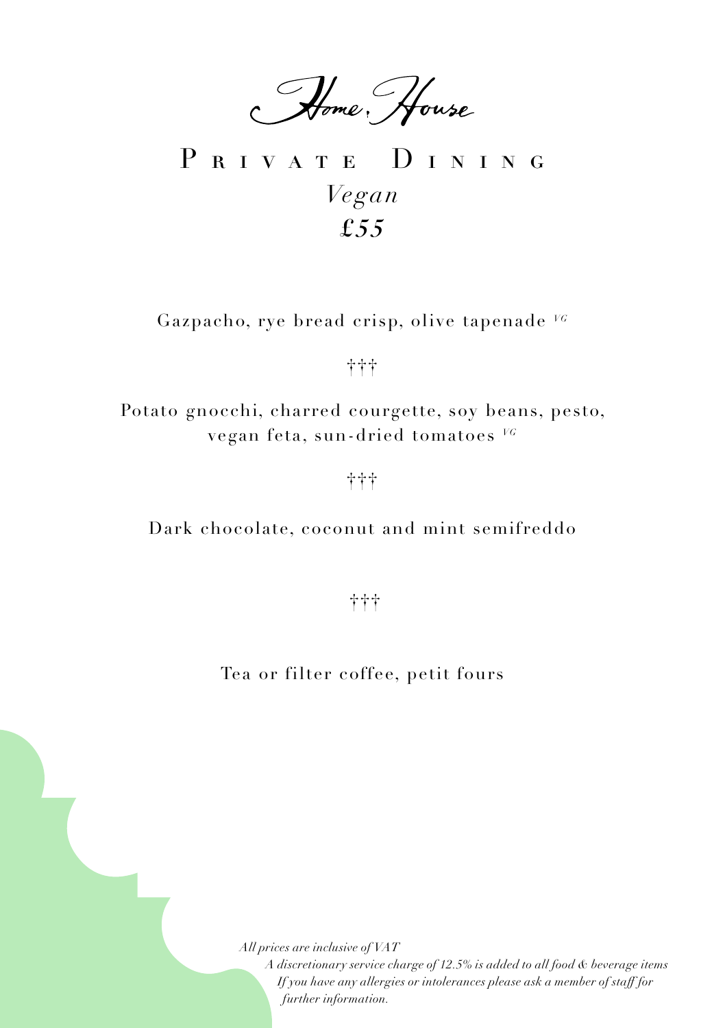# Home House

## Private Dining

*Vegan*

***£55***

Gazpacho, rye bread crisp, olive tapenade *VG*

†††

Potato gnocchi, charred courgette, soy beans, pesto, vegan feta, sun-dried tomatoes *VG*

†††

Dark chocolate, coconut and mint semifreddo

†††

Tea or filter coffee, petit fours

*All prices are inclusive of VAT*

*A discretionary service charge of 12.5% is added to all food & beverage items*

*If you have any allergies or intolerances please ask a member of staff for further information.*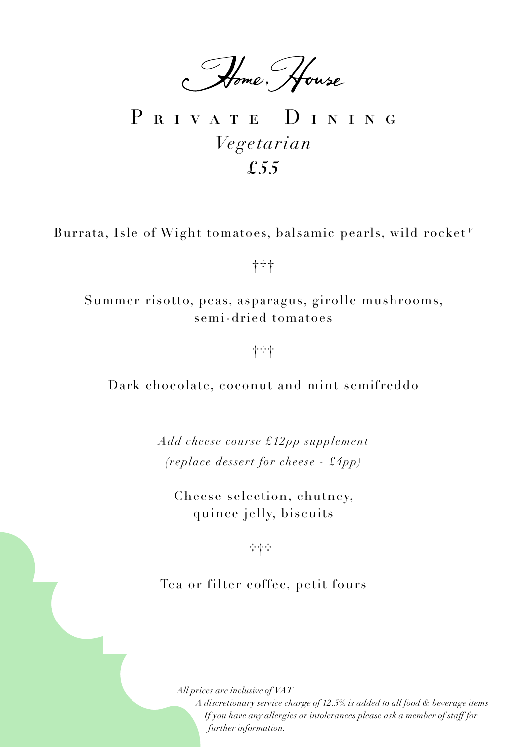# Home House

## Private Dining

*Vegetarian*

***£55***

Burrata, Isle of Wight tomatoes, balsamic pearls, wild rocket[V]

†††

Summer risotto, peas, asparagus, girolle mushrooms, semi-dried tomatoes

†††

Dark chocolate, coconut and mint semifreddo

*Add cheese course £12pp supplement*
*(replace dessert for cheese - £4pp)*

Cheese selection, chutney, quince jelly, biscuits

†††

Tea or filter coffee, petit fours

*All prices are inclusive of VAT*
*A discretionary service charge of 12.5% is added to all food & beverage items*
*If you have any allergies or intolerances please ask a member of staff for further information.*